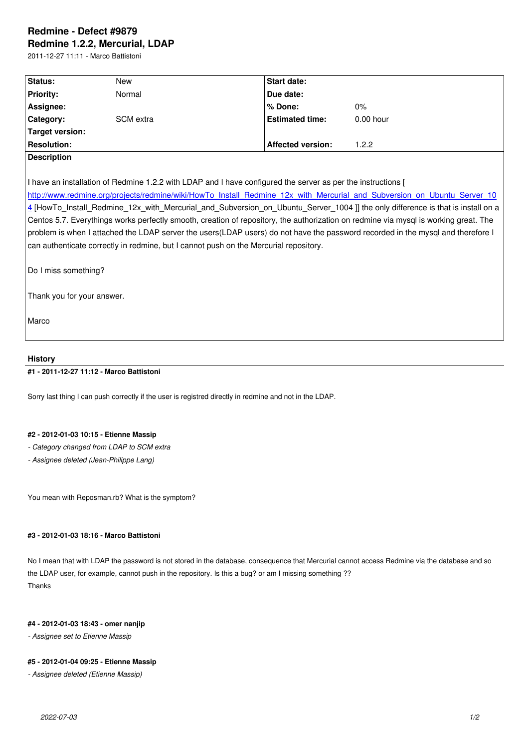# Redmine - Defect #9879

## Redmine 1.2.2, Mercurial, LDAP

2011-12-27 11:11 - Marco Battistoni

| Status: | New | Start date: | |
|---|---|---|---|
| Priority: | Normal | Due date: | |
| Assignee: | | % Done: | 0% |
| Category: | SCM extra | Estimated time: | 0.00 hour |
| Target version: | | | |
| Resolution: | | Affected version: | 1.2.2 |

**Description**

I have an installation of Redmine 1.2.2 with LDAP and I have configured the server as per the instructions [ http://www.redmine.org/projects/redmine/wiki/HowTo_Install_Redmine_12x_with_Mercurial_and_Subversion_on_Ubuntu_Server_1004 [HowTo_Install_Redmine_12x_with_Mercurial_and_Subversion_on_Ubuntu_Server_1004 ]] the only difference is that is install on a Centos 5.7. Everythings works perfectly smooth, creation of repository, the authorization on redmine via mysql is working great. The problem is when I attached the LDAP server the users(LDAP users) do not have the password recorded in the mysql and therefore I can authenticate correctly in redmine, but I cannot push on the Mercurial repository.

Do I miss something?

Thank you for your answer.

Marco

### History

#### #1 - 2011-12-27 11:12 - Marco Battistoni

Sorry last thing I can push correctly if the user is registred directly in redmine and not in the LDAP.

#### #2 - 2012-01-03 10:15 - Etienne Massip

- *Category changed from LDAP to SCM extra*
- *Assignee deleted (Jean-Philippe Lang)*

You mean with Reposman.rb? What is the symptom?

#### #3 - 2012-01-03 18:16 - Marco Battistoni

No I mean that with LDAP the password is not stored in the database, consequence that Mercurial cannot access Redmine via the database and so the LDAP user, for example, cannot push in the repository. Is this a bug? or am I missing something ??
Thanks

#### #4 - 2012-01-03 18:43 - omer nanjip

- *Assignee set to Etienne Massip*

#### #5 - 2012-01-04 09:25 - Etienne Massip

- *Assignee deleted (Etienne Massip)*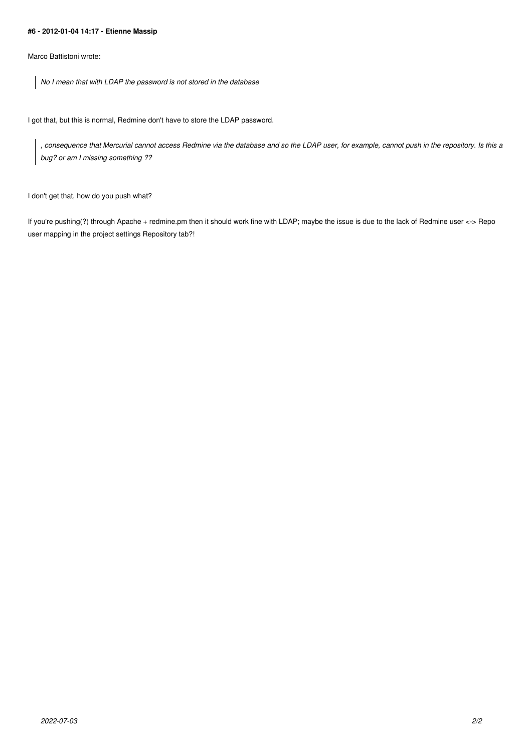#### #6 - 2012-01-04 14:17 - Etienne Massip

Marco Battistoni wrote:

> *No I mean that with LDAP the password is not stored in the database*

I got that, but this is normal, Redmine don't have to store the LDAP password.

> *, consequence that Mercurial cannot access Redmine via the database and so the LDAP user, for example, cannot push in the repository. Is this a bug? or am I missing something ??*

I don't get that, how do you push what?

If you're pushing(?) through Apache + redmine.pm then it should work fine with LDAP; maybe the issue is due to the lack of Redmine user <-> Repo user mapping in the project settings Repository tab?!